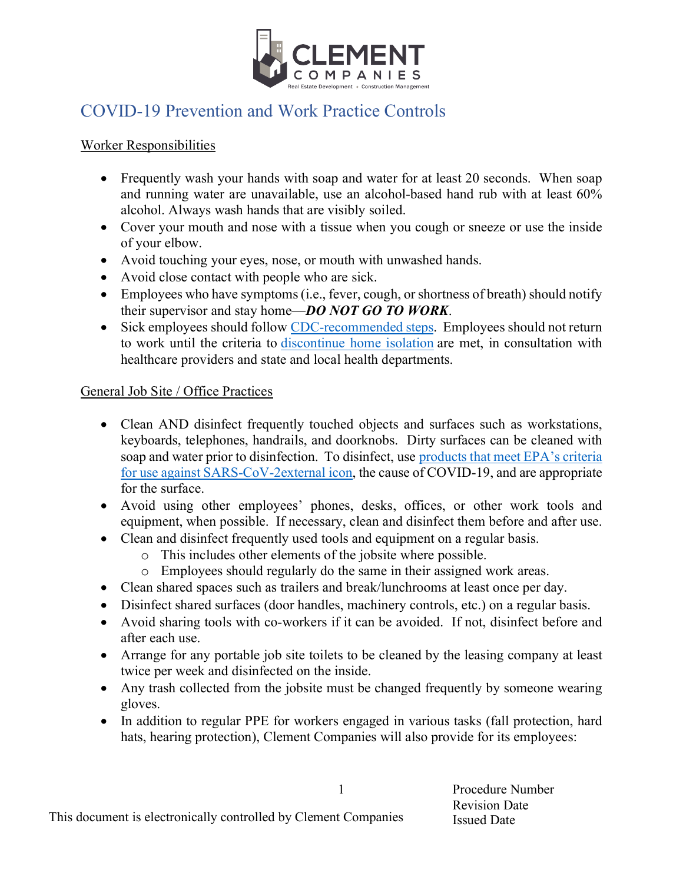# COVID-19 Prevention and Work Practice Controls

## Worker Responsibilities

- Frequently wash your hands with soap and water for at least 20 seconds. When soap and running water are unavailable, use an alcohol-based hand rub with at least 60% alcohol. Always wash hands that are visibly soiled.
- Cover your mouth and nose with a tissue when you cough or sneeze or use the inside of your elbow.
- Avoid touching your eyes, nose, or mouth with unwashed hands.
- Avoid close contact with people who are sick.
- Employees who have symptoms (i.e., fever, cough, or shortness of breath) should notify their supervisor and stay home—***DO NOT GO TO WORK***.
- Sick employees should follow CDC-recommended steps. Employees should not return to work until the criteria to discontinue home isolation are met, in consultation with healthcare providers and state and local health departments.

## General Job Site / Office Practices

- Clean AND disinfect frequently touched objects and surfaces such as workstations, keyboards, telephones, handrails, and doorknobs. Dirty surfaces can be cleaned with soap and water prior to disinfection. To disinfect, use products that meet EPA's criteria for use against SARS-CoV-2external icon, the cause of COVID-19, and are appropriate for the surface.
- Avoid using other employees' phones, desks, offices, or other work tools and equipment, when possible. If necessary, clean and disinfect them before and after use.
- Clean and disinfect frequently used tools and equipment on a regular basis.
  - This includes other elements of the jobsite where possible.
  - Employees should regularly do the same in their assigned work areas.
- Clean shared spaces such as trailers and break/lunchrooms at least once per day.
- Disinfect shared surfaces (door handles, machinery controls, etc.) on a regular basis.
- Avoid sharing tools with co-workers if it can be avoided. If not, disinfect before and after each use.
- Arrange for any portable job site toilets to be cleaned by the leasing company at least twice per week and disinfected on the inside.
- Any trash collected from the jobsite must be changed frequently by someone wearing gloves.
- In addition to regular PPE for workers engaged in various tasks (fall protection, hard hats, hearing protection), Clement Companies will also provide for its employees:

This document is electronically controlled by Clement Companies

Procedure Number
Revision Date
Issued Date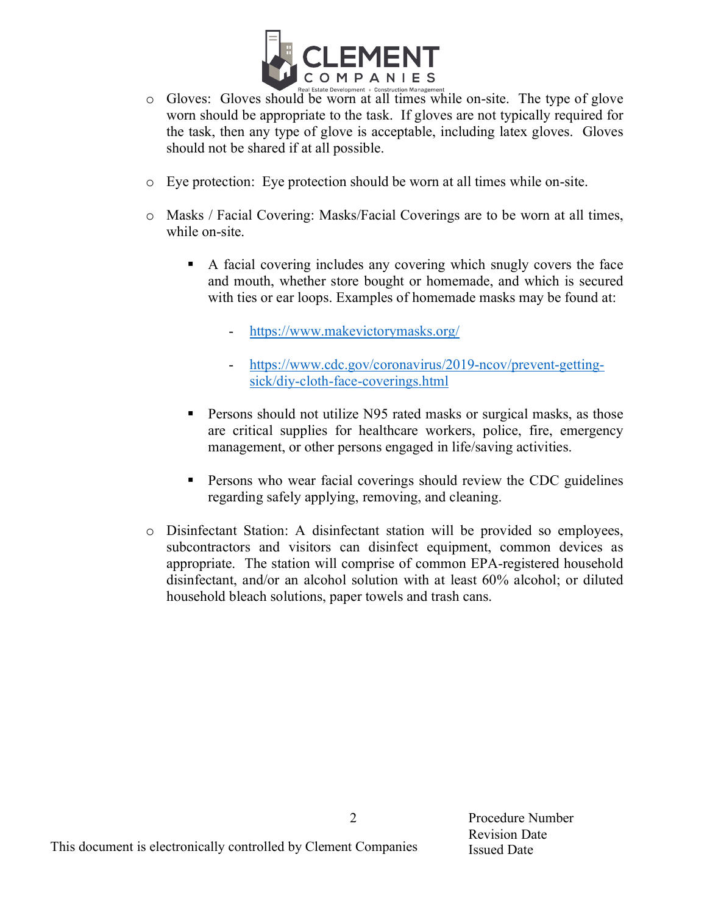- Gloves: Gloves should be worn at all times while on-site. The type of glove worn should be appropriate to the task. If gloves are not typically required for the task, then any type of glove is acceptable, including latex gloves. Gloves should not be shared if at all possible.

- Eye protection: Eye protection should be worn at all times while on-site.

- Masks / Facial Covering: Masks/Facial Coverings are to be worn at all times, while on-site.

  - A facial covering includes any covering which snugly covers the face and mouth, whether store bought or homemade, and which is secured with ties or ear loops. Examples of homemade masks may be found at:

    - https://www.makevictorymasks.org/

    - https://www.cdc.gov/coronavirus/2019-ncov/prevent-getting-sick/diy-cloth-face-coverings.html

  - Persons should not utilize N95 rated masks or surgical masks, as those are critical supplies for healthcare workers, police, fire, emergency management, or other persons engaged in life/saving activities.

  - Persons who wear facial coverings should review the CDC guidelines regarding safely applying, removing, and cleaning.

- Disinfectant Station: A disinfectant station will be provided so employees, subcontractors and visitors can disinfect equipment, common devices as appropriate. The station will comprise of common EPA-registered household disinfectant, and/or an alcohol solution with at least 60% alcohol; or diluted household bleach solutions, paper towels and trash cans.